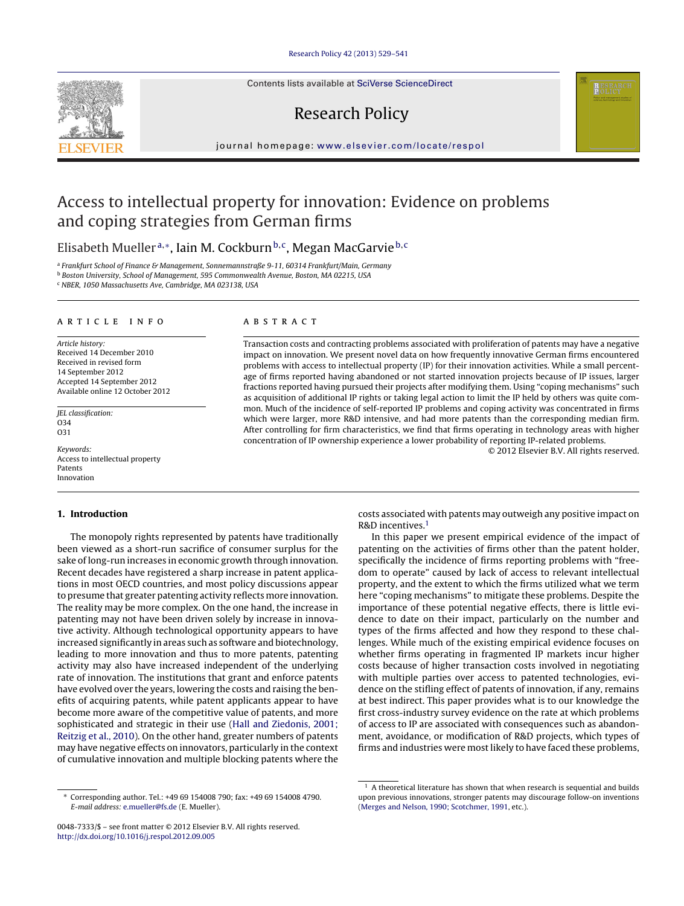# Access to intellectual property for innovation: Evidence on problems and coping strategies from German firms

Elisabeth Mueller[a,*], Iain M. Cockburn[b,c], Megan MacGarvie[b,c]

[a] Frankfurt School of Finance & Management, Sonnemannstraße 9-11, 60314 Frankfurt/Main, Germany
[b] Boston University, School of Management, 595 Commonwealth Avenue, Boston, MA 02215, USA
[c] NBER, 1050 Massachusetts Ave, Cambridge, MA 023138, USA

**ARTICLE INFO**

*Article history:*
Received 14 December 2010
Received in revised form 14 September 2012
Accepted 14 September 2012
Available online 12 October 2012

*JEL classification:*
O34
O31

*Keywords:*
Access to intellectual property
Patents
Innovation

**ABSTRACT**

Transaction costs and contracting problems associated with proliferation of patents may have a negative impact on innovation. We present novel data on how frequently innovative German firms encountered problems with access to intellectual property (IP) for their innovation activities. While a small percentage of firms reported having abandoned or not started innovation projects because of IP issues, larger fractions reported having pursued their projects after modifying them. Using "coping mechanisms" such as acquisition of additional IP rights or taking legal action to limit the IP held by others was quite common. Much of the incidence of self-reported IP problems and coping activity was concentrated in firms which were larger, more R&D intensive, and had more patents than the corresponding median firm. After controlling for firm characteristics, we find that firms operating in technology areas with higher concentration of IP ownership experience a lower probability of reporting IP-related problems.

© 2012 Elsevier B.V. All rights reserved.

## 1. Introduction

The monopoly rights represented by patents have traditionally been viewed as a short-run sacrifice of consumer surplus for the sake of long-run increases in economic growth through innovation. Recent decades have registered a sharp increase in patent applications in most OECD countries, and most policy discussions appear to presume that greater patenting activity reflects more innovation. The reality may be more complex. On the one hand, the increase in patenting may not have been driven solely by increase in innovative activity. Although technological opportunity appears to have increased significantly in areas such as software and biotechnology, leading to more innovation and thus to more patents, patenting activity may also have increased independent of the underlying rate of innovation. The institutions that grant and enforce patents have evolved over the years, lowering the costs and raising the benefits of acquiring patents, while patent applicants appear to have become more aware of the competitive value of patents, and more sophisticated and strategic in their use (Hall and Ziedonis, 2001; Reitzig et al., 2010). On the other hand, greater numbers of patents may have negative effects on innovators, particularly in the context of cumulative innovation and multiple blocking patents where the costs associated with patents may outweigh any positive impact on R&D incentives.[1]

In this paper we present empirical evidence of the impact of patenting on the activities of firms other than the patent holder, specifically the incidence of firms reporting problems with "freedom to operate" caused by lack of access to relevant intellectual property, and the extent to which the firms utilized what we term here "coping mechanisms" to mitigate these problems. Despite the importance of these potential negative effects, there is little evidence to date on their impact, particularly on the number and types of the firms affected and how they respond to these challenges. While much of the existing empirical evidence focuses on whether firms operating in fragmented IP markets incur higher costs because of higher transaction costs involved in negotiating with multiple parties over access to patented technologies, evidence on the stifling effect of patents of innovation, if any, remains at best indirect. This paper provides what is to our knowledge the first cross-industry survey evidence on the rate at which problems of access to IP are associated with consequences such as abandonment, avoidance, or modification of R&D projects, which types of firms and industries were most likely to have faced these problems,

[1] A theoretical literature has shown that when research is sequential and builds upon previous innovations, stronger patents may discourage follow-on inventions (Merges and Nelson, 1990; Scotchmer, 1991, etc.).

* Corresponding author. Tel.: +49 69 154008 790; fax: +49 69 154008 4790. *E-mail address:* e.mueller@fs.de (E. Mueller).

0048-7333/$ – see front matter © 2012 Elsevier B.V. All rights reserved.
http://dx.doi.org/10.1016/j.respol.2012.09.005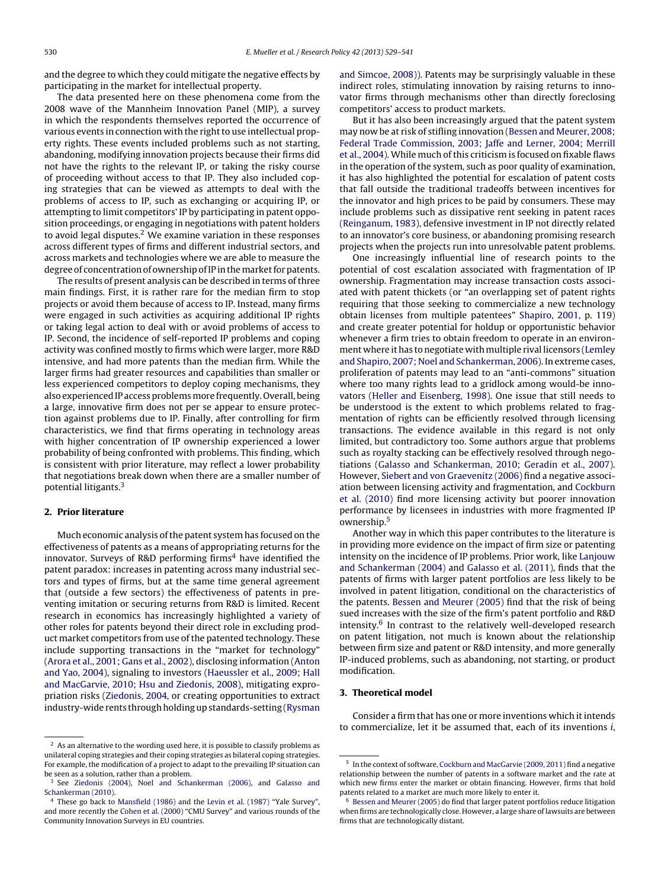and the degree to which they could mitigate the negative effects by participating in the market for intellectual property.

The data presented here on these phenomena come from the 2008 wave of the Mannheim Innovation Panel (MIP), a survey in which the respondents themselves reported the occurrence of various events in connection with the right to use intellectual property rights. These events included problems such as not starting, abandoning, modifying innovation projects because their firms did not have the rights to the relevant IP, or taking the risky course of proceeding without access to that IP. They also included coping strategies that can be viewed as attempts to deal with the problems of access to IP, such as exchanging or acquiring IP, or attempting to limit competitors' IP by participating in patent opposition proceedings, or engaging in negotiations with patent holders to avoid legal disputes.[2] We examine variation in these responses across different types of firms and different industrial sectors, and across markets and technologies where we are able to measure the degree of concentration of ownership of IP in the market for patents.

The results of present analysis can be described in terms of three main findings. First, it is rather rare for the median firm to stop projects or avoid them because of access to IP. Instead, many firms were engaged in such activities as acquiring additional IP rights or taking legal action to deal with or avoid problems of access to IP. Second, the incidence of self-reported IP problems and coping activity was confined mostly to firms which were larger, more R&D intensive, and had more patents than the median firm. While the larger firms had greater resources and capabilities than smaller or less experienced competitors to deploy coping mechanisms, they also experienced IP access problems more frequently. Overall, being a large, innovative firm does not per se appear to ensure protection against problems due to IP. Finally, after controlling for firm characteristics, we find that firms operating in technology areas with higher concentration of IP ownership experienced a lower probability of being confronted with problems. This finding, which is consistent with prior literature, may reflect a lower probability that negotiations break down when there are a smaller number of potential litigants.[3]

## 2. Prior literature

Much economic analysis of the patent system has focused on the effectiveness of patents as a means of appropriating returns for the innovator. Surveys of R&D performing firms[4] have identified the patent paradox: increases in patenting across many industrial sectors and types of firms, but at the same time general agreement that (outside a few sectors) the effectiveness of patents in preventing imitation or securing returns from R&D is limited. Recent research in economics has increasingly highlighted a variety of other roles for patents beyond their direct role in excluding product market competitors from use of the patented technology. These include supporting transactions in the "market for technology" (Arora et al., 2001; Gans et al., 2002), disclosing information (Anton and Yao, 2004), signaling to investors (Haeussler et al., 2009; Hall and MacGarvie, 2010; Hsu and Ziedonis, 2008), mitigating expropriation risks (Ziedonis, 2004, or creating opportunities to extract industry-wide rents through holding up standards-setting (Rysman and Simcoe, 2008)). Patents may be surprisingly valuable in these indirect roles, stimulating innovation by raising returns to innovator firms through mechanisms other than directly foreclosing competitors' access to product markets.

But it has also been increasingly argued that the patent system may now be at risk of stifling innovation (Bessen and Meurer, 2008; Federal Trade Commission, 2003; Jaffe and Lerner, 2004; Merrill et al., 2004). While much of this criticism is focused on fixable flaws in the operation of the system, such as poor quality of examination, it has also highlighted the potential for escalation of patent costs that fall outside the traditional tradeoffs between incentives for the innovator and high prices to be paid by consumers. These may include problems such as dissipative rent seeking in patent races (Reinganum, 1983), defensive investment in IP not directly related to an innovator's core business, or abandoning promising research projects when the projects run into unresolvable patent problems.

One increasingly influential line of research points to the potential of cost escalation associated with fragmentation of IP ownership. Fragmentation may increase transaction costs associated with patent thickets (or "an overlapping set of patent rights requiring that those seeking to commercialize a new technology obtain licenses from multiple patentees" Shapiro, 2001, p. 119) and create greater potential for holdup or opportunistic behavior whenever a firm tries to obtain freedom to operate in an environment where it has to negotiate with multiple rival licensors (Lemley and Shapiro, 2007; Noel and Schankerman, 2006). In extreme cases, proliferation of patents may lead to an "anti-commons" situation where too many rights lead to a gridlock among would-be innovators (Heller and Eisenberg, 1998). One issue that still needs to be understood is the extent to which problems related to fragmentation of rights can be efficiently resolved through licensing transactions. The evidence available in this regard is not only limited, but contradictory too. Some authors argue that problems such as royalty stacking can be effectively resolved through negotiations (Galasso and Schankerman, 2010; Geradin et al., 2007). However, Siebert and von Graevenitz (2006) find a negative association between licensing activity and fragmentation, and Cockburn et al. (2010) find more licensing activity but poorer innovation performance by licensees in industries with more fragmented IP ownership.[5]

Another way in which this paper contributes to the literature is in providing more evidence on the impact of firm size or patenting intensity on the incidence of IP problems. Prior work, like Lanjouw and Schankerman (2004) and Galasso et al. (2011), finds that the patents of firms with larger patent portfolios are less likely to be involved in patent litigation, conditional on the characteristics of the patents. Bessen and Meurer (2005) find that the risk of being sued increases with the size of the firm's patent portfolio and R&D intensity.[6] In contrast to the relatively well-developed research on patent litigation, not much is known about the relationship between firm size and patent or R&D intensity, and more generally IP-induced problems, such as abandoning, not starting, or product modification.

## 3. Theoretical model

Consider a firm that has one or more inventions which it intends to commercialize, let it be assumed that, each of its inventions $i$,

---

[2] As an alternative to the wording used here, it is possible to classify problems as unilateral coping strategies and their coping strategies as bilateral coping strategies. For example, the modification of a project to adapt to the prevailing IP situation can be seen as a solution, rather than a problem.

[3] See Ziedonis (2004), Noel and Schankerman (2006), and Galasso and Schankerman (2010).

[4] These go back to Mansfield (1986) and the Levin et al. (1987) "Yale Survey", and more recently the Cohen et al. (2000) "CMU Survey" and various rounds of the Community Innovation Surveys in EU countries.

[5] In the context of software, Cockburn and MacGarvie (2009, 2011) find a negative relationship between the number of patents in a software market and the rate at which new firms enter the market or obtain financing. However, firms that hold patents related to a market are much more likely to enter it.

[6] Bessen and Meurer (2005) do find that larger patent portfolios reduce litigation when firms are technologically close. However, a large share of lawsuits are between firms that are technologically distant.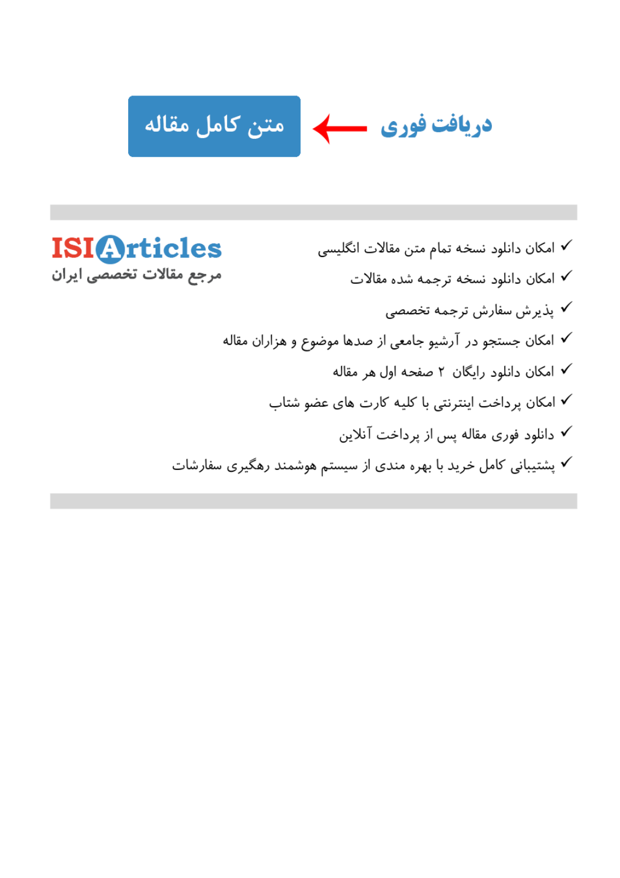دریافت فوری ← متن کامل مقاله

**ISIArticles**
مرجع مقالات تخصصی ایران

- ✓ امکان دانلود نسخه تمام متن مقالات انگلیسی
- ✓ امکان دانلود نسخه ترجمه شده مقالات
- ✓ پذیرش سفارش ترجمه تخصصی
- ✓ امکان جستجو در آرشیو جامعی از صدها موضوع و هزاران مقاله
- ✓ امکان دانلود رایگان ۲ صفحه اول هر مقاله
- ✓ امکان پرداخت اینترنتی با کلیه کارت های عضو شتاب
- ✓ دانلود فوری مقاله پس از پرداخت آنلاین
- ✓ پشتیبانی کامل خرید با بهره مندی از سیستم هوشمند رهگیری سفارشات